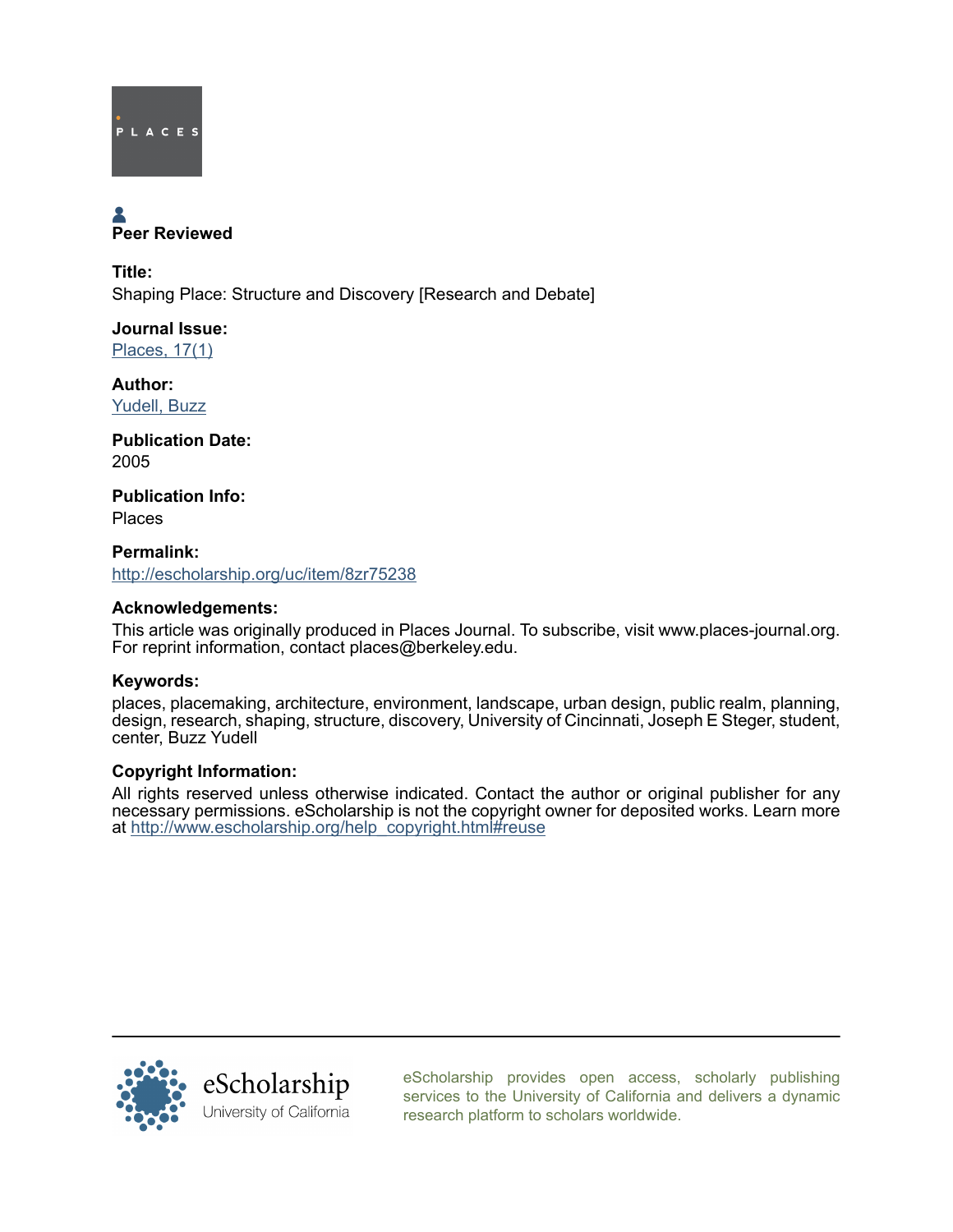PLACES

Peer Reviewed

**Title:**
Shaping Place: Structure and Discovery [Research and Debate]

**Journal Issue:**
[Places, 17(1)](#)

**Author:**
[Yudell, Buzz](#)

**Publication Date:**
2005

**Publication Info:**
Places

**Permalink:**
[http://escholarship.org/uc/item/8zr75238](http://escholarship.org/uc/item/8zr75238)

**Acknowledgements:**
This article was originally produced in Places Journal. To subscribe, visit www.places-journal.org. For reprint information, contact places@berkeley.edu.

**Keywords:**
places, placemaking, architecture, environment, landscape, urban design, public realm, planning, design, research, shaping, structure, discovery, University of Cincinnati, Joseph E Steger, student, center, Buzz Yudell

**Copyright Information:**
All rights reserved unless otherwise indicated. Contact the author or original publisher for any necessary permissions. eScholarship is not the copyright owner for deposited works. Learn more at [http://www.escholarship.org/help_copyright.html#reuse](http://www.escholarship.org/help_copyright.html#reuse)

eScholarship
University of California

eScholarship provides open access, scholarly publishing services to the University of California and delivers a dynamic research platform to scholars worldwide.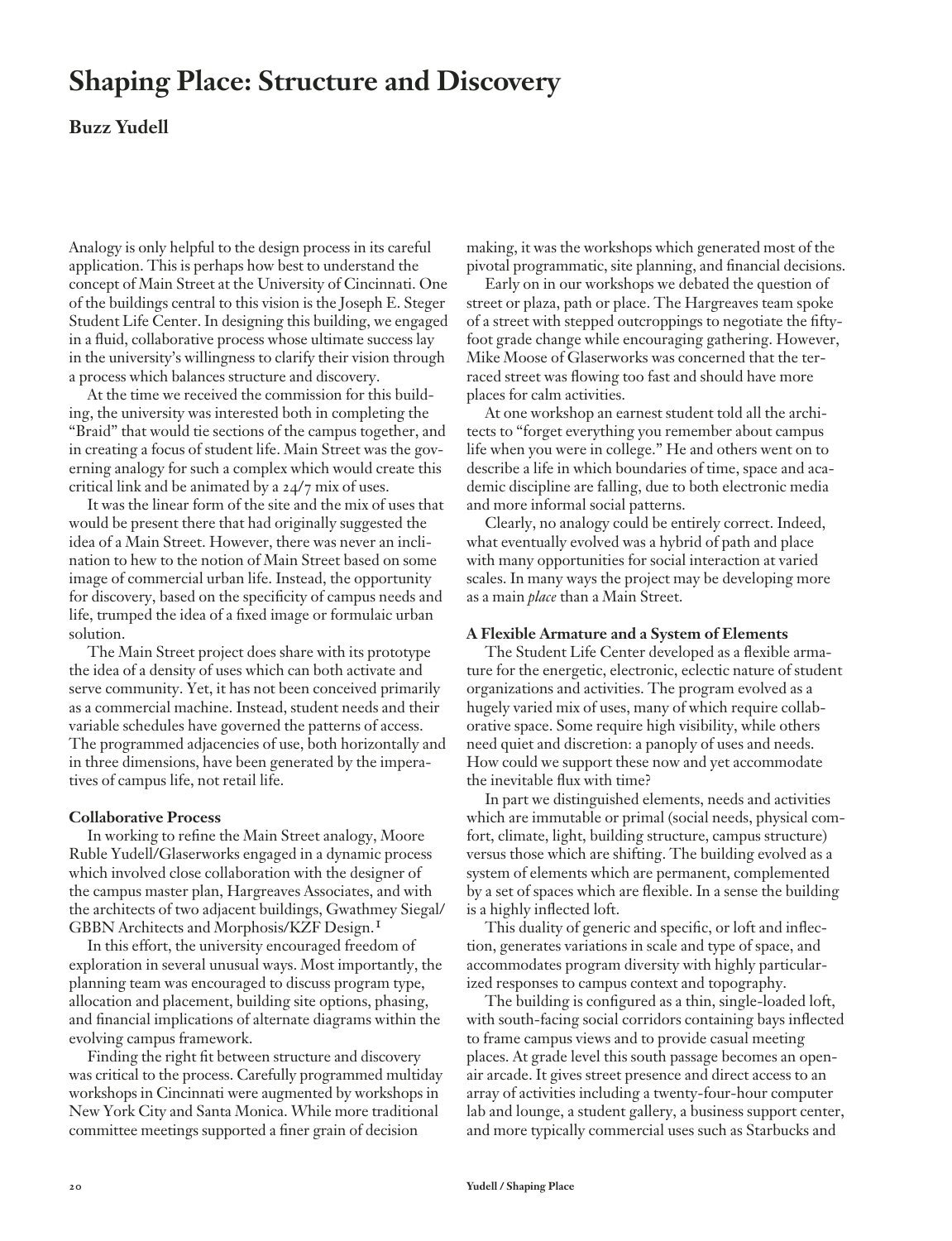# Shaping Place: Structure and Discovery

## Buzz Yudell

Analogy is only helpful to the design process in its careful application. This is perhaps how best to understand the concept of Main Street at the University of Cincinnati. One of the buildings central to this vision is the Joseph E. Steger Student Life Center. In designing this building, we engaged in a fluid, collaborative process whose ultimate success lay in the university's willingness to clarify their vision through a process which balances structure and discovery.

At the time we received the commission for this building, the university was interested both in completing the "Braid" that would tie sections of the campus together, and in creating a focus of student life. Main Street was the governing analogy for such a complex which would create this critical link and be animated by a 24/7 mix of uses.

It was the linear form of the site and the mix of uses that would be present there that had originally suggested the idea of a Main Street. However, there was never an inclination to hew to the notion of Main Street based on some image of commercial urban life. Instead, the opportunity for discovery, based on the specificity of campus needs and life, trumped the idea of a fixed image or formulaic urban solution.

The Main Street project does share with its prototype the idea of a density of uses which can both activate and serve community. Yet, it has not been conceived primarily as a commercial machine. Instead, student needs and their variable schedules have governed the patterns of access. The programmed adjacencies of use, both horizontally and in three dimensions, have been generated by the imperatives of campus life, not retail life.

**Collaborative Process**

In working to refine the Main Street analogy, Moore Ruble Yudell/Glaserworks engaged in a dynamic process which involved close collaboration with the designer of the campus master plan, Hargreaves Associates, and with the architects of two adjacent buildings, Gwathmey Siegal/GBBN Architects and Morphosis/KZF Design.[1]

In this effort, the university encouraged freedom of exploration in several unusual ways. Most importantly, the planning team was encouraged to discuss program type, allocation and placement, building site options, phasing, and financial implications of alternate diagrams within the evolving campus framework.

Finding the right fit between structure and discovery was critical to the process. Carefully programmed multiday workshops in Cincinnati were augmented by workshops in New York City and Santa Monica. While more traditional committee meetings supported a finer grain of decision making, it was the workshops which generated most of the pivotal programmatic, site planning, and financial decisions.

Early on in our workshops we debated the question of street or plaza, path or place. The Hargreaves team spoke of a street with stepped outcroppings to negotiate the fifty-foot grade change while encouraging gathering. However, Mike Moose of Glaserworks was concerned that the terraced street was flowing too fast and should have more places for calm activities.

At one workshop an earnest student told all the architects to "forget everything you remember about campus life when you were in college." He and others went on to describe a life in which boundaries of time, space and academic discipline are falling, due to both electronic media and more informal social patterns.

Clearly, no analogy could be entirely correct. Indeed, what eventually evolved was a hybrid of path and place with many opportunities for social interaction at varied scales. In many ways the project may be developing more as a main *place* than a Main Street.

**A Flexible Armature and a System of Elements**

The Student Life Center developed as a flexible armature for the energetic, electronic, eclectic nature of student organizations and activities. The program evolved as a hugely varied mix of uses, many of which require collaborative space. Some require high visibility, while others need quiet and discretion: a panoply of uses and needs. How could we support these now and yet accommodate the inevitable flux with time?

In part we distinguished elements, needs and activities which are immutable or primal (social needs, physical comfort, climate, light, building structure, campus structure) versus those which are shifting. The building evolved as a system of elements which are permanent, complemented by a set of spaces which are flexible. In a sense the building is a highly inflected loft.

This duality of generic and specific, or loft and inflection, generates variations in scale and type of space, and accommodates program diversity with highly particularized responses to campus context and topography.

The building is configured as a thin, single-loaded loft, with south-facing social corridors containing bays inflected to frame campus views and to provide casual meeting places. At grade level this south passage becomes an open-air arcade. It gives street presence and direct access to an array of activities including a twenty-four-hour computer lab and lounge, a student gallery, a business support center, and more typically commercial uses such as Starbucks and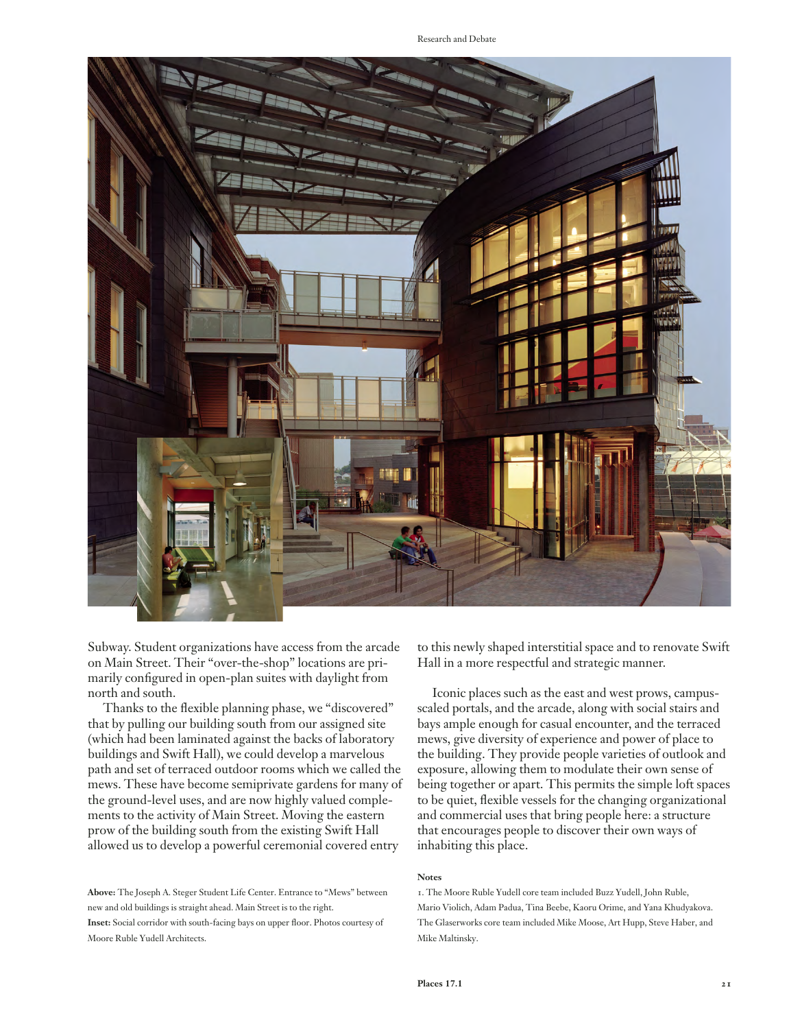Subway. Student organizations have access from the arcade on Main Street. Their "over-the-shop" locations are primarily configured in open-plan suites with daylight from north and south.

Thanks to the flexible planning phase, we "discovered" that by pulling our building south from our assigned site (which had been laminated against the backs of laboratory buildings and Swift Hall), we could develop a marvelous path and set of terraced outdoor rooms which we called the mews. These have become semiprivate gardens for many of the ground-level uses, and are now highly valued complements to the activity of Main Street. Moving the eastern prow of the building south from the existing Swift Hall allowed us to develop a powerful ceremonial covered entry to this newly shaped interstitial space and to renovate Swift Hall in a more respectful and strategic manner.

Iconic places such as the east and west prows, campus-scaled portals, and the arcade, along with social stairs and bays ample enough for casual encounter, and the terraced mews, give diversity of experience and power of place to the building. They provide people varieties of outlook and exposure, allowing them to modulate their own sense of being together or apart. This permits the simple loft spaces to be quiet, flexible vessels for the changing organizational and commercial uses that bring people here: a structure that encourages people to discover their own ways of inhabiting this place.

**Above:** The Joseph A. Steger Student Life Center. Entrance to "Mews" between new and old buildings is straight ahead. Main Street is to the right.
**Inset:** Social corridor with south-facing bays on upper floor. Photos courtesy of Moore Ruble Yudell Architects.

**Notes**

1. The Moore Ruble Yudell core team included Buzz Yudell, John Ruble, Mario Violich, Adam Padua, Tina Beebe, Kaoru Orime, and Yana Khudyakova. The Glaserworks core team included Mike Moose, Art Hupp, Steve Haber, and Mike Maltinsky.